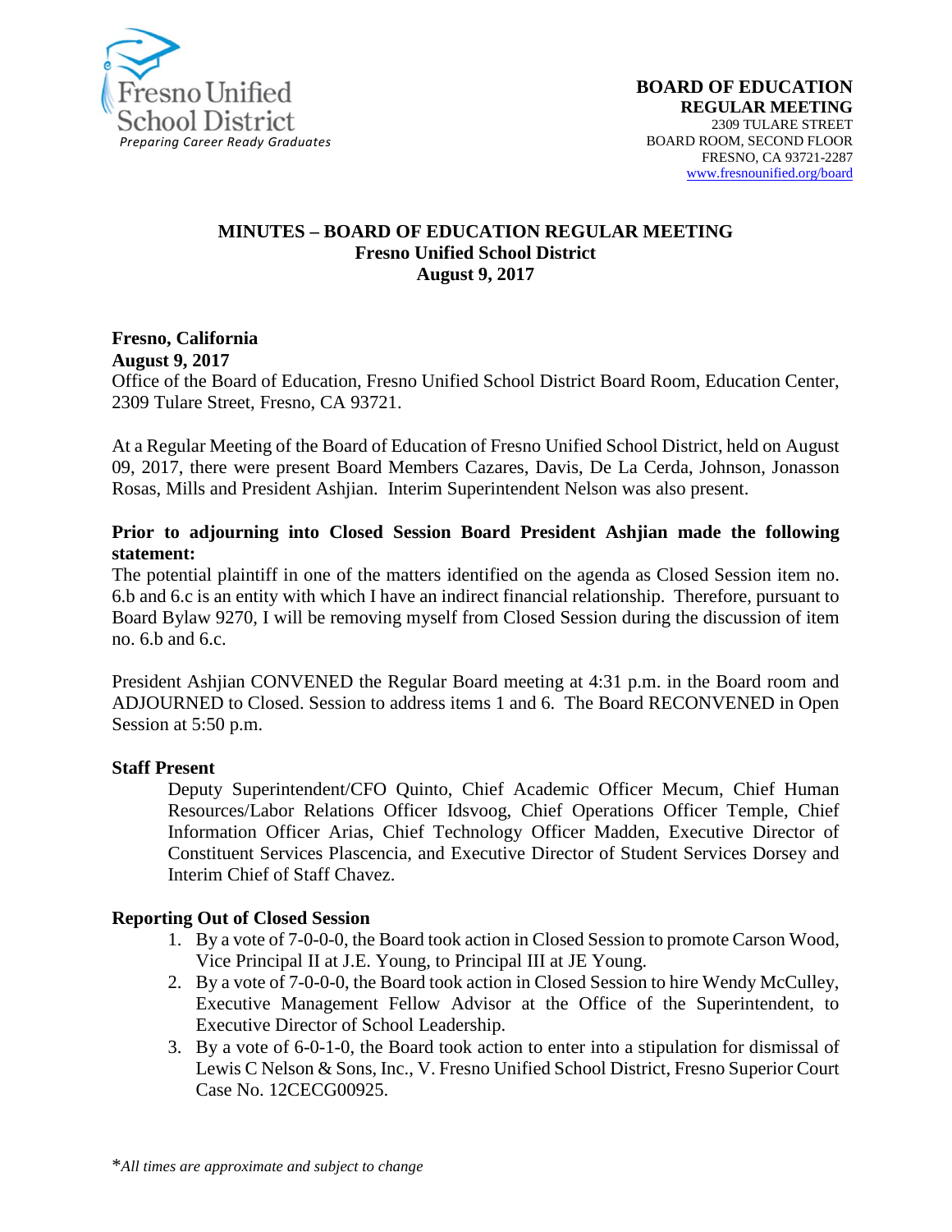Fresno Unified School District
*Preparing Career Ready Graduates*

**BOARD OF EDUCATION**
**REGULAR MEETING**
2309 TULARE STREET
BOARD ROOM, SECOND FLOOR
FRESNO, CA 93721-2287
www.fresnounified.org/board

# MINUTES – BOARD OF EDUCATION REGULAR MEETING
## Fresno Unified School District
## August 9, 2017

**Fresno, California**
**August 9, 2017**
Office of the Board of Education, Fresno Unified School District Board Room, Education Center, 2309 Tulare Street, Fresno, CA 93721.

At a Regular Meeting of the Board of Education of Fresno Unified School District, held on August 09, 2017, there were present Board Members Cazares, Davis, De La Cerda, Johnson, Jonasson Rosas, Mills and President Ashjian. Interim Superintendent Nelson was also present.

**Prior to adjourning into Closed Session Board President Ashjian made the following statement:**
The potential plaintiff in one of the matters identified on the agenda as Closed Session item no. 6.b and 6.c is an entity with which I have an indirect financial relationship. Therefore, pursuant to Board Bylaw 9270, I will be removing myself from Closed Session during the discussion of item no. 6.b and 6.c.

President Ashjian CONVENED the Regular Board meeting at 4:31 p.m. in the Board room and ADJOURNED to Closed. Session to address items 1 and 6. The Board RECONVENED in Open Session at 5:50 p.m.

**Staff Present**

Deputy Superintendent/CFO Quinto, Chief Academic Officer Mecum, Chief Human Resources/Labor Relations Officer Idsvoog, Chief Operations Officer Temple, Chief Information Officer Arias, Chief Technology Officer Madden, Executive Director of Constituent Services Plascencia, and Executive Director of Student Services Dorsey and Interim Chief of Staff Chavez.

**Reporting Out of Closed Session**

1. By a vote of 7-0-0-0, the Board took action in Closed Session to promote Carson Wood, Vice Principal II at J.E. Young, to Principal III at JE Young.
2. By a vote of 7-0-0-0, the Board took action in Closed Session to hire Wendy McCulley, Executive Management Fellow Advisor at the Office of the Superintendent, to Executive Director of School Leadership.
3. By a vote of 6-0-1-0, the Board took action to enter into a stipulation for dismissal of Lewis C Nelson & Sons, Inc., V. Fresno Unified School District, Fresno Superior Court Case No. 12CECG00925.

*\*All times are approximate and subject to change*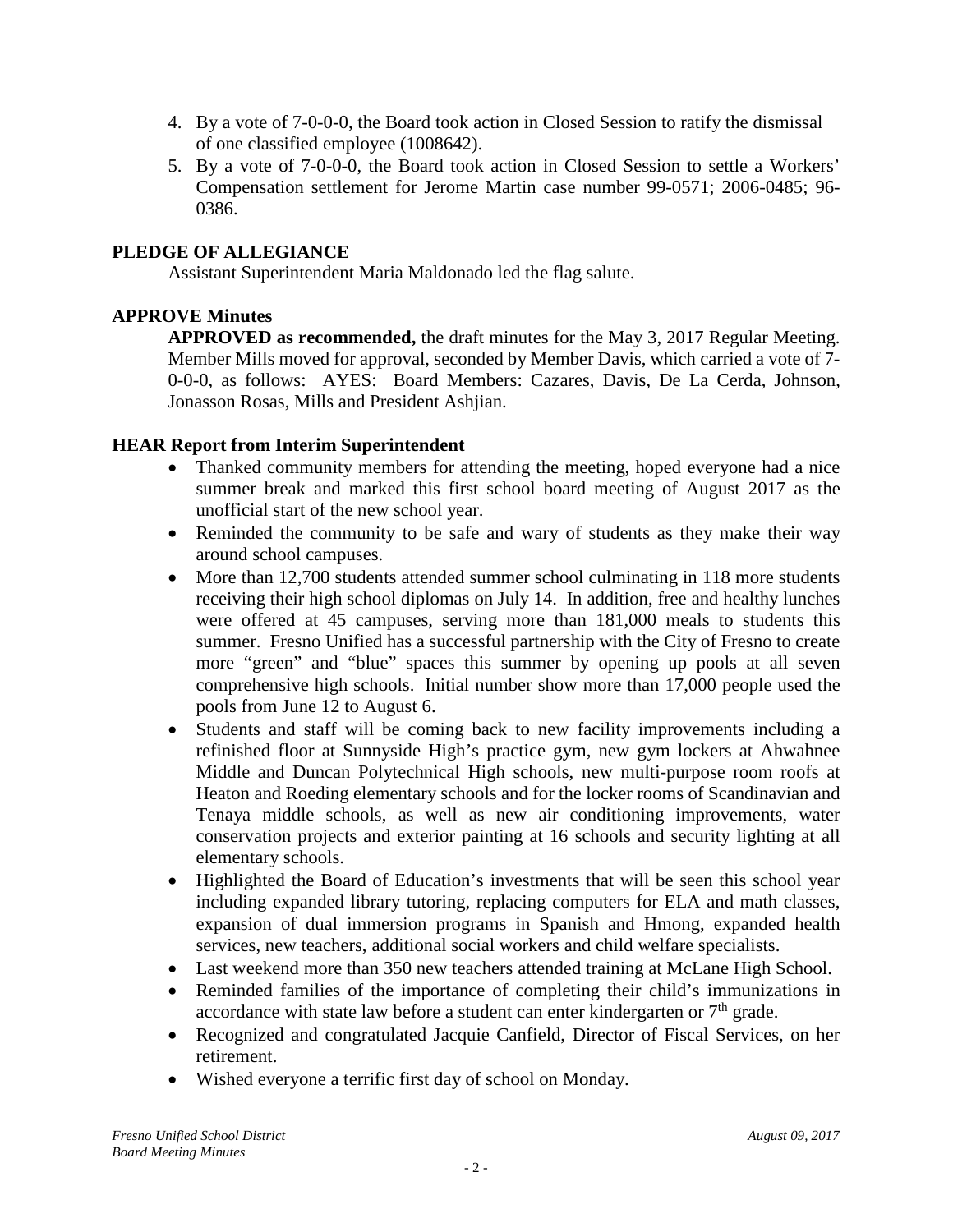4. By a vote of 7-0-0-0, the Board took action in Closed Session to ratify the dismissal of one classified employee (1008642).
5. By a vote of 7-0-0-0, the Board took action in Closed Session to settle a Workers' Compensation settlement for Jerome Martin case number 99-0571; 2006-0485; 96-0386.

## PLEDGE OF ALLEGIANCE

Assistant Superintendent Maria Maldonado led the flag salute.

## APPROVE Minutes

**APPROVED as recommended,** the draft minutes for the May 3, 2017 Regular Meeting. Member Mills moved for approval, seconded by Member Davis, which carried a vote of 7-0-0-0, as follows: AYES: Board Members: Cazares, Davis, De La Cerda, Johnson, Jonasson Rosas, Mills and President Ashjian.

## HEAR Report from Interim Superintendent

- Thanked community members for attending the meeting, hoped everyone had a nice summer break and marked this first school board meeting of August 2017 as the unofficial start of the new school year.
- Reminded the community to be safe and wary of students as they make their way around school campuses.
- More than 12,700 students attended summer school culminating in 118 more students receiving their high school diplomas on July 14. In addition, free and healthy lunches were offered at 45 campuses, serving more than 181,000 meals to students this summer. Fresno Unified has a successful partnership with the City of Fresno to create more "green" and "blue" spaces this summer by opening up pools at all seven comprehensive high schools. Initial number show more than 17,000 people used the pools from June 12 to August 6.
- Students and staff will be coming back to new facility improvements including a refinished floor at Sunnyside High's practice gym, new gym lockers at Ahwahnee Middle and Duncan Polytechnical High schools, new multi-purpose room roofs at Heaton and Roeding elementary schools and for the locker rooms of Scandinavian and Tenaya middle schools, as well as new air conditioning improvements, water conservation projects and exterior painting at 16 schools and security lighting at all elementary schools.
- Highlighted the Board of Education's investments that will be seen this school year including expanded library tutoring, replacing computers for ELA and math classes, expansion of dual immersion programs in Spanish and Hmong, expanded health services, new teachers, additional social workers and child welfare specialists.
- Last weekend more than 350 new teachers attended training at McLane High School.
- Reminded families of the importance of completing their child's immunizations in accordance with state law before a student can enter kindergarten or 7th grade.
- Recognized and congratulated Jacquie Canfield, Director of Fiscal Services, on her retirement.
- Wished everyone a terrific first day of school on Monday.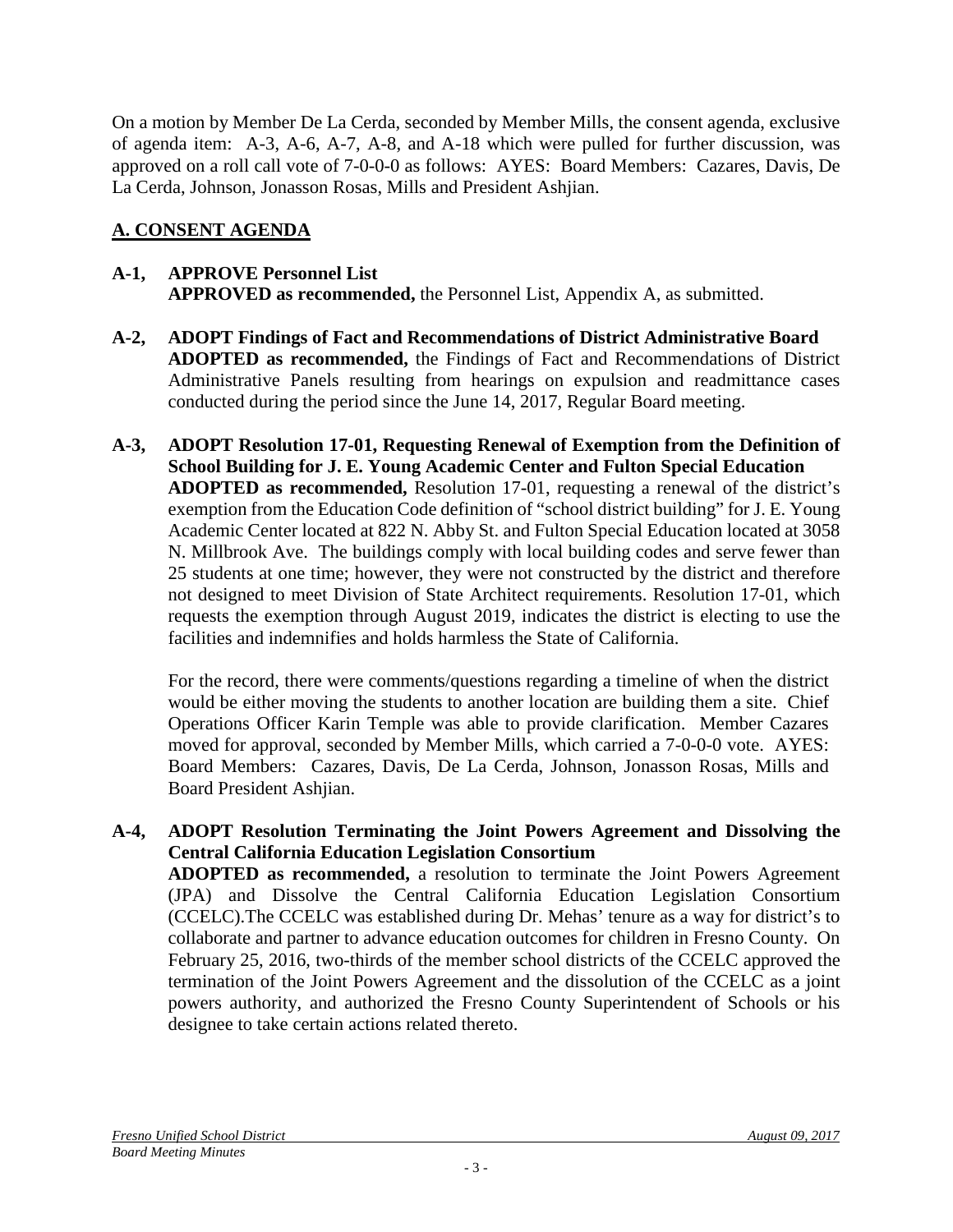On a motion by Member De La Cerda, seconded by Member Mills, the consent agenda, exclusive of agenda item: A-3, A-6, A-7, A-8, and A-18 which were pulled for further discussion, was approved on a roll call vote of 7-0-0-0 as follows: AYES: Board Members: Cazares, Davis, De La Cerda, Johnson, Jonasson Rosas, Mills and President Ashjian.

## A. CONSENT AGENDA

**A-1, APPROVE Personnel List**
**APPROVED as recommended,** the Personnel List, Appendix A, as submitted.

**A-2, ADOPT Findings of Fact and Recommendations of District Administrative Board**
**ADOPTED as recommended,** the Findings of Fact and Recommendations of District Administrative Panels resulting from hearings on expulsion and readmittance cases conducted during the period since the June 14, 2017, Regular Board meeting.

**A-3, ADOPT Resolution 17-01, Requesting Renewal of Exemption from the Definition of School Building for J. E. Young Academic Center and Fulton Special Education**
**ADOPTED as recommended,** Resolution 17-01, requesting a renewal of the district's exemption from the Education Code definition of "school district building" for J. E. Young Academic Center located at 822 N. Abby St. and Fulton Special Education located at 3058 N. Millbrook Ave. The buildings comply with local building codes and serve fewer than 25 students at one time; however, they were not constructed by the district and therefore not designed to meet Division of State Architect requirements. Resolution 17-01, which requests the exemption through August 2019, indicates the district is electing to use the facilities and indemnifies and holds harmless the State of California.

For the record, there were comments/questions regarding a timeline of when the district would be either moving the students to another location are building them a site. Chief Operations Officer Karin Temple was able to provide clarification. Member Cazares moved for approval, seconded by Member Mills, which carried a 7-0-0-0 vote. AYES: Board Members: Cazares, Davis, De La Cerda, Johnson, Jonasson Rosas, Mills and Board President Ashjian.

**A-4, ADOPT Resolution Terminating the Joint Powers Agreement and Dissolving the Central California Education Legislation Consortium**
**ADOPTED as recommended,** a resolution to terminate the Joint Powers Agreement (JPA) and Dissolve the Central California Education Legislation Consortium (CCELC).The CCELC was established during Dr. Mehas' tenure as a way for district's to collaborate and partner to advance education outcomes for children in Fresno County. On February 25, 2016, two-thirds of the member school districts of the CCELC approved the termination of the Joint Powers Agreement and the dissolution of the CCELC as a joint powers authority, and authorized the Fresno County Superintendent of Schools or his designee to take certain actions related thereto.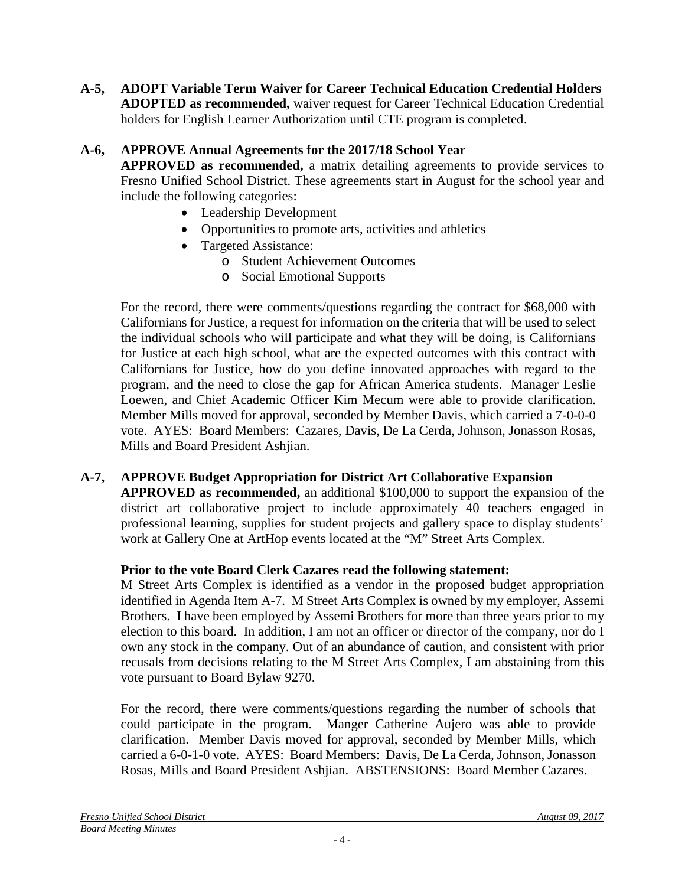**A-5, ADOPT Variable Term Waiver for Career Technical Education Credential Holders**
**ADOPTED as recommended,** waiver request for Career Technical Education Credential holders for English Learner Authorization until CTE program is completed.

**A-6, APPROVE Annual Agreements for the 2017/18 School Year**
**APPROVED as recommended,** a matrix detailing agreements to provide services to Fresno Unified School District. These agreements start in August for the school year and include the following categories:

- Leadership Development
- Opportunities to promote arts, activities and athletics
- Targeted Assistance:
  - Student Achievement Outcomes
  - Social Emotional Supports

For the record, there were comments/questions regarding the contract for $68,000 with Californians for Justice, a request for information on the criteria that will be used to select the individual schools who will participate and what they will be doing, is Californians for Justice at each high school, what are the expected outcomes with this contract with Californians for Justice, how do you define innovated approaches with regard to the program, and the need to close the gap for African America students. Manager Leslie Loewen, and Chief Academic Officer Kim Mecum were able to provide clarification. Member Mills moved for approval, seconded by Member Davis, which carried a 7-0-0-0 vote. AYES: Board Members: Cazares, Davis, De La Cerda, Johnson, Jonasson Rosas, Mills and Board President Ashjian.

**A-7, APPROVE Budget Appropriation for District Art Collaborative Expansion**
**APPROVED as recommended,** an additional $100,000 to support the expansion of the district art collaborative project to include approximately 40 teachers engaged in professional learning, supplies for student projects and gallery space to display students' work at Gallery One at ArtHop events located at the "M" Street Arts Complex.

**Prior to the vote Board Clerk Cazares read the following statement:**
M Street Arts Complex is identified as a vendor in the proposed budget appropriation identified in Agenda Item A-7. M Street Arts Complex is owned by my employer, Assemi Brothers. I have been employed by Assemi Brothers for more than three years prior to my election to this board. In addition, I am not an officer or director of the company, nor do I own any stock in the company. Out of an abundance of caution, and consistent with prior recusals from decisions relating to the M Street Arts Complex, I am abstaining from this vote pursuant to Board Bylaw 9270.

For the record, there were comments/questions regarding the number of schools that could participate in the program. Manger Catherine Aujero was able to provide clarification. Member Davis moved for approval, seconded by Member Mills, which carried a 6-0-1-0 vote. AYES: Board Members: Davis, De La Cerda, Johnson, Jonasson Rosas, Mills and Board President Ashjian. ABSTENSIONS: Board Member Cazares.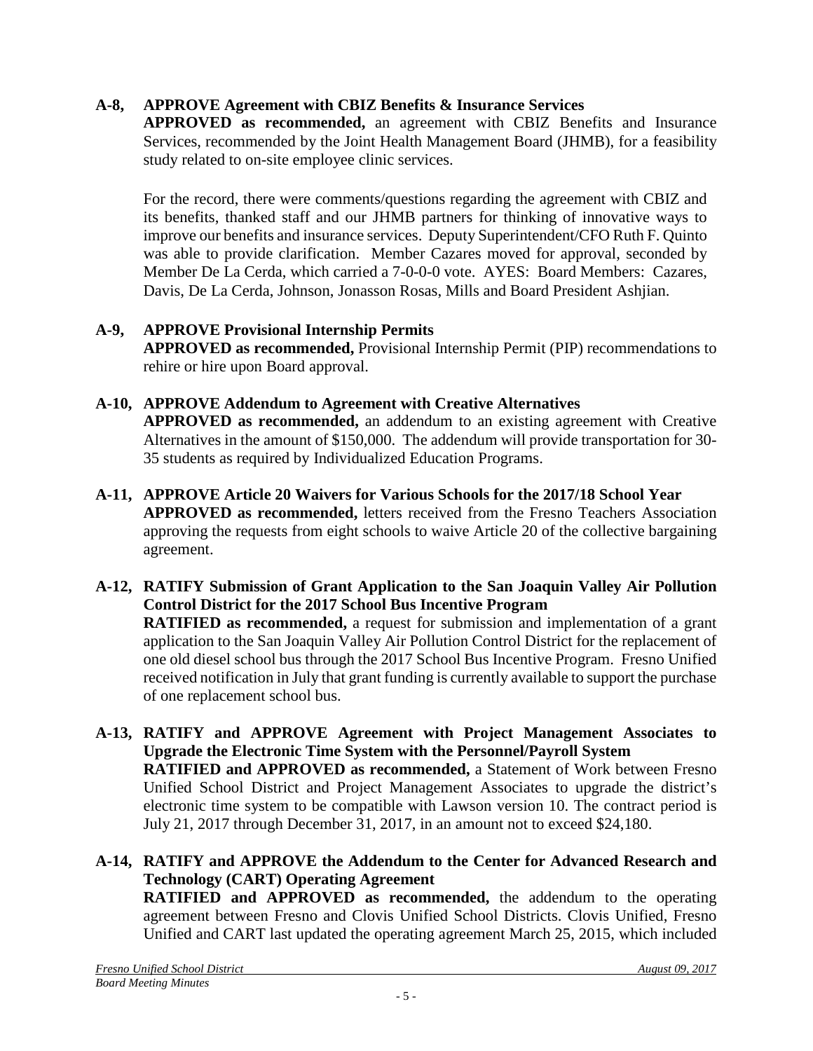**A-8, APPROVE Agreement with CBIZ Benefits & Insurance Services**
**APPROVED as recommended,** an agreement with CBIZ Benefits and Insurance Services, recommended by the Joint Health Management Board (JHMB), for a feasibility study related to on-site employee clinic services.

For the record, there were comments/questions regarding the agreement with CBIZ and its benefits, thanked staff and our JHMB partners for thinking of innovative ways to improve our benefits and insurance services. Deputy Superintendent/CFO Ruth F. Quinto was able to provide clarification. Member Cazares moved for approval, seconded by Member De La Cerda, which carried a 7-0-0-0 vote. AYES: Board Members: Cazares, Davis, De La Cerda, Johnson, Jonasson Rosas, Mills and Board President Ashjian.

**A-9, APPROVE Provisional Internship Permits**
**APPROVED as recommended,** Provisional Internship Permit (PIP) recommendations to rehire or hire upon Board approval.

**A-10, APPROVE Addendum to Agreement with Creative Alternatives**
**APPROVED as recommended,** an addendum to an existing agreement with Creative Alternatives in the amount of $150,000. The addendum will provide transportation for 30-35 students as required by Individualized Education Programs.

**A-11, APPROVE Article 20 Waivers for Various Schools for the 2017/18 School Year**
**APPROVED as recommended,** letters received from the Fresno Teachers Association approving the requests from eight schools to waive Article 20 of the collective bargaining agreement.

**A-12, RATIFY Submission of Grant Application to the San Joaquin Valley Air Pollution Control District for the 2017 School Bus Incentive Program**
**RATIFIED as recommended,** a request for submission and implementation of a grant application to the San Joaquin Valley Air Pollution Control District for the replacement of one old diesel school bus through the 2017 School Bus Incentive Program. Fresno Unified received notification in July that grant funding is currently available to support the purchase of one replacement school bus.

**A-13, RATIFY and APPROVE Agreement with Project Management Associates to Upgrade the Electronic Time System with the Personnel/Payroll System**
**RATIFIED and APPROVED as recommended,** a Statement of Work between Fresno Unified School District and Project Management Associates to upgrade the district's electronic time system to be compatible with Lawson version 10. The contract period is July 21, 2017 through December 31, 2017, in an amount not to exceed $24,180.

**A-14, RATIFY and APPROVE the Addendum to the Center for Advanced Research and Technology (CART) Operating Agreement**
**RATIFIED and APPROVED as recommended,** the addendum to the operating agreement between Fresno and Clovis Unified School Districts. Clovis Unified, Fresno Unified and CART last updated the operating agreement March 25, 2015, which included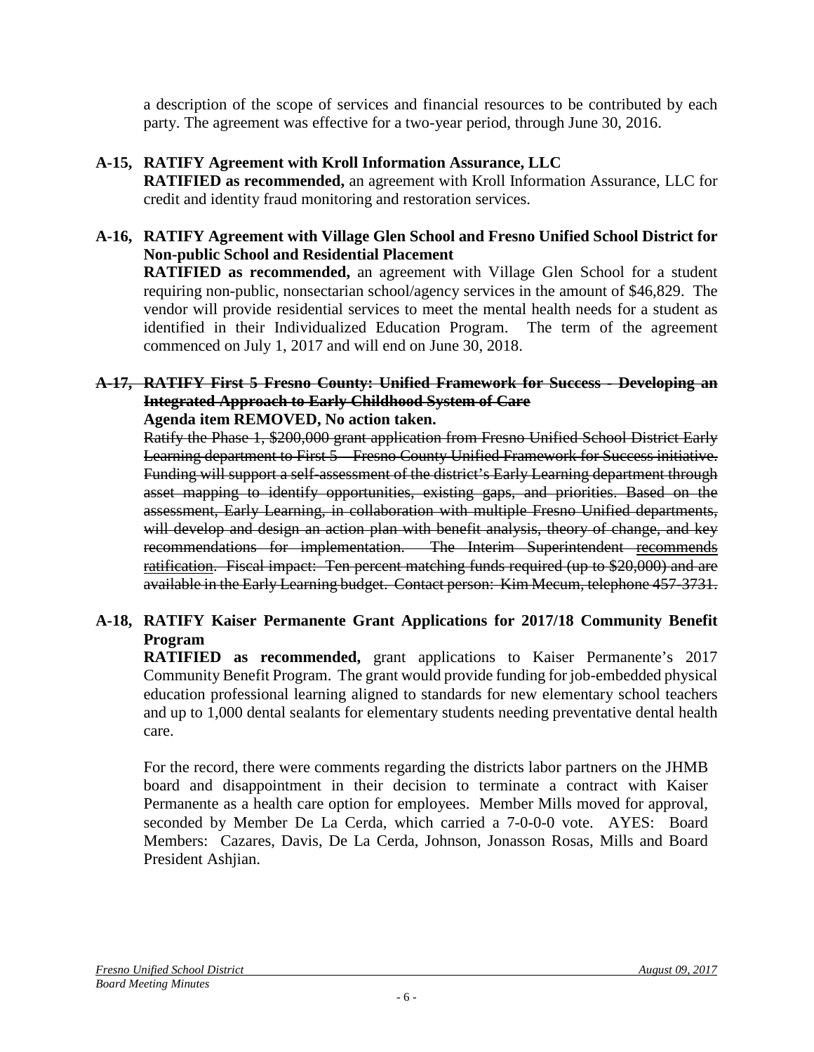a description of the scope of services and financial resources to be contributed by each party. The agreement was effective for a two-year period, through June 30, 2016.

**A-15, RATIFY Agreement with Kroll Information Assurance, LLC**

**RATIFIED as recommended,** an agreement with Kroll Information Assurance, LLC for credit and identity fraud monitoring and restoration services.

**A-16, RATIFY Agreement with Village Glen School and Fresno Unified School District for Non-public School and Residential Placement**

**RATIFIED as recommended,** an agreement with Village Glen School for a student requiring non-public, nonsectarian school/agency services in the amount of $46,829. The vendor will provide residential services to meet the mental health needs for a student as identified in their Individualized Education Program. The term of the agreement commenced on July 1, 2017 and will end on June 30, 2018.

**~~A-17, RATIFY First 5 Fresno County: Unified Framework for Success - Developing an Integrated Approach to Early Childhood System of Care~~**

**Agenda item REMOVED, No action taken.**

~~Ratify the Phase 1, $200,000 grant application from Fresno Unified School District Early Learning department to First 5 – Fresno County Unified Framework for Success initiative. Funding will support a self-assessment of the district's Early Learning department through asset mapping to identify opportunities, existing gaps, and priorities. Based on the assessment, Early Learning, in collaboration with multiple Fresno Unified departments, will develop and design an action plan with benefit analysis, theory of change, and key recommendations for implementation. The Interim Superintendent recommends ratification. Fiscal impact: Ten percent matching funds required (up to $20,000) and are available in the Early Learning budget. Contact person: Kim Mecum, telephone 457-3731.~~

**A-18, RATIFY Kaiser Permanente Grant Applications for 2017/18 Community Benefit Program**

**RATIFIED as recommended,** grant applications to Kaiser Permanente's 2017 Community Benefit Program. The grant would provide funding for job-embedded physical education professional learning aligned to standards for new elementary school teachers and up to 1,000 dental sealants for elementary students needing preventative dental health care.

For the record, there were comments regarding the districts labor partners on the JHMB board and disappointment in their decision to terminate a contract with Kaiser Permanente as a health care option for employees. Member Mills moved for approval, seconded by Member De La Cerda, which carried a 7-0-0-0 vote. AYES: Board Members: Cazares, Davis, De La Cerda, Johnson, Jonasson Rosas, Mills and Board President Ashjian.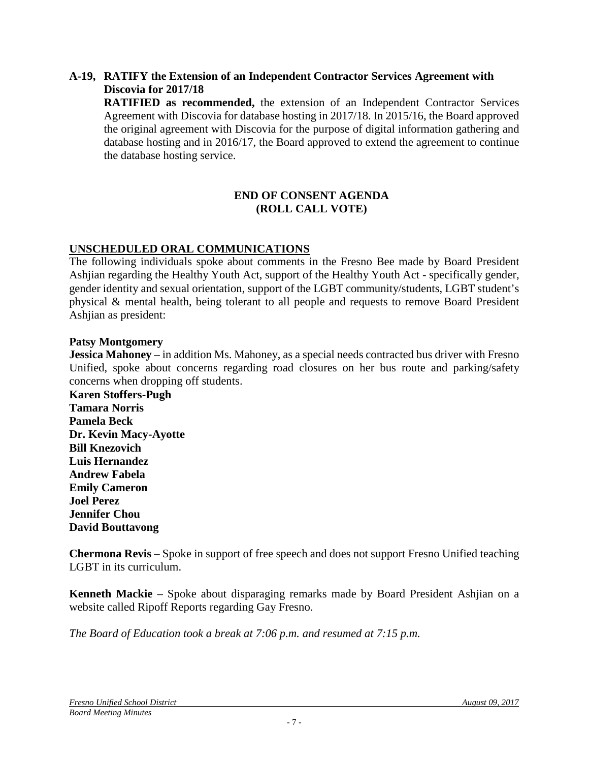**A-19, RATIFY the Extension of an Independent Contractor Services Agreement with Discovia for 2017/18**

**RATIFIED as recommended,** the extension of an Independent Contractor Services Agreement with Discovia for database hosting in 2017/18. In 2015/16, the Board approved the original agreement with Discovia for the purpose of digital information gathering and database hosting and in 2016/17, the Board approved to extend the agreement to continue the database hosting service.

**END OF CONSENT AGENDA**
**(ROLL CALL VOTE)**

## UNSCHEDULED ORAL COMMUNICATIONS

The following individuals spoke about comments in the Fresno Bee made by Board President Ashjian regarding the Healthy Youth Act, support of the Healthy Youth Act - specifically gender, gender identity and sexual orientation, support of the LGBT community/students, LGBT student's physical & mental health, being tolerant to all people and requests to remove Board President Ashjian as president:

**Patsy Montgomery**
**Jessica Mahoney** – in addition Ms. Mahoney, as a special needs contracted bus driver with Fresno Unified, spoke about concerns regarding road closures on her bus route and parking/safety concerns when dropping off students.
**Karen Stoffers-Pugh**
**Tamara Norris**
**Pamela Beck**
**Dr. Kevin Macy-Ayotte**
**Bill Knezovich**
**Luis Hernandez**
**Andrew Fabela**
**Emily Cameron**
**Joel Perez**
**Jennifer Chou**
**David Bouttavong**

**Chermona Revis** – Spoke in support of free speech and does not support Fresno Unified teaching LGBT in its curriculum.

**Kenneth Mackie** – Spoke about disparaging remarks made by Board President Ashjian on a website called Ripoff Reports regarding Gay Fresno.

*The Board of Education took a break at 7:06 p.m. and resumed at 7:15 p.m.*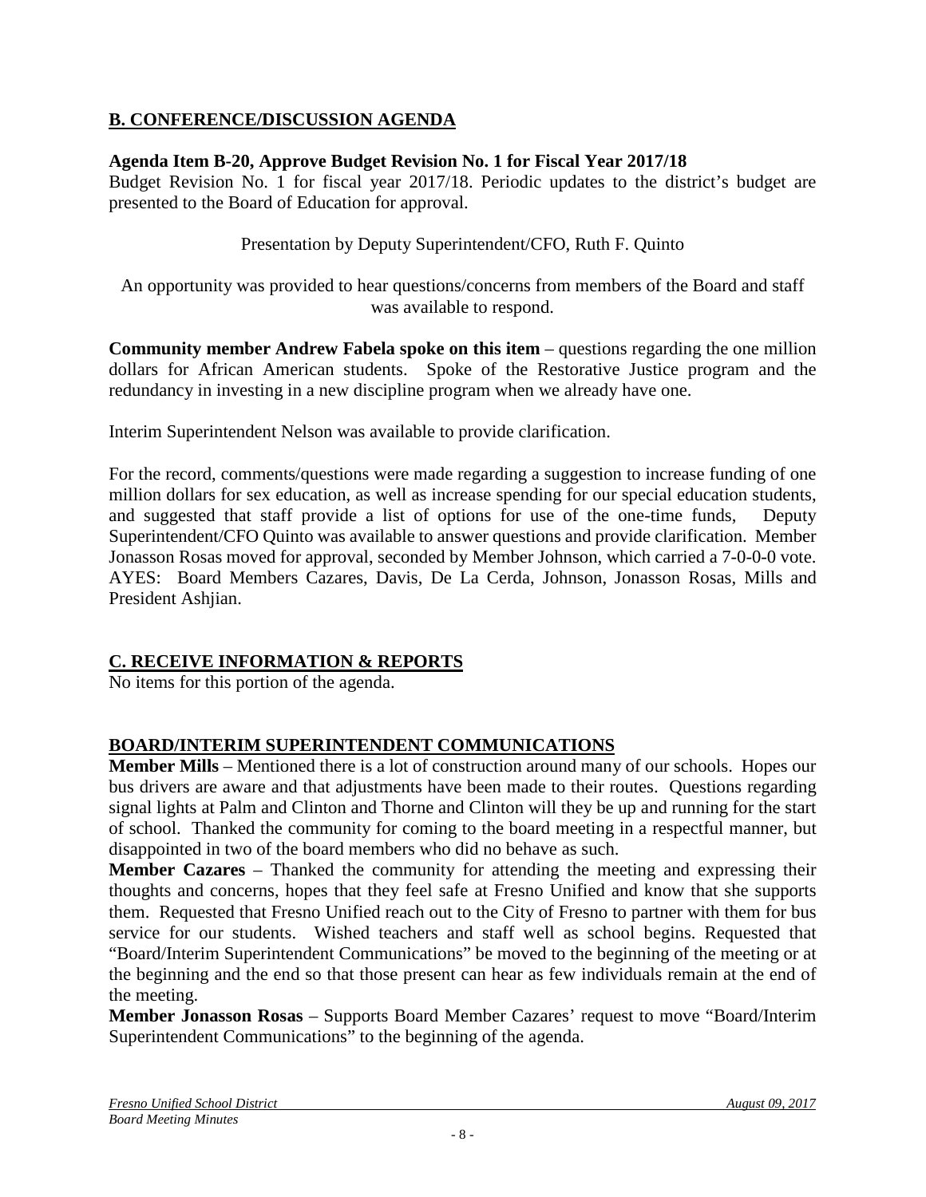## B. CONFERENCE/DISCUSSION AGENDA

**Agenda Item B-20, Approve Budget Revision No. 1 for Fiscal Year 2017/18**
Budget Revision No. 1 for fiscal year 2017/18. Periodic updates to the district's budget are presented to the Board of Education for approval.

Presentation by Deputy Superintendent/CFO, Ruth F. Quinto

An opportunity was provided to hear questions/concerns from members of the Board and staff was available to respond.

**Community member Andrew Fabela spoke on this item** – questions regarding the one million dollars for African American students. Spoke of the Restorative Justice program and the redundancy in investing in a new discipline program when we already have one.

Interim Superintendent Nelson was available to provide clarification.

For the record, comments/questions were made regarding a suggestion to increase funding of one million dollars for sex education, as well as increase spending for our special education students, and suggested that staff provide a list of options for use of the one-time funds, Deputy Superintendent/CFO Quinto was available to answer questions and provide clarification. Member Jonasson Rosas moved for approval, seconded by Member Johnson, which carried a 7-0-0-0 vote. AYES: Board Members Cazares, Davis, De La Cerda, Johnson, Jonasson Rosas, Mills and President Ashjian.

## C. RECEIVE INFORMATION & REPORTS

No items for this portion of the agenda.

## BOARD/INTERIM SUPERINTENDENT COMMUNICATIONS

**Member Mills** – Mentioned there is a lot of construction around many of our schools. Hopes our bus drivers are aware and that adjustments have been made to their routes. Questions regarding signal lights at Palm and Clinton and Thorne and Clinton will they be up and running for the start of school. Thanked the community for coming to the board meeting in a respectful manner, but disappointed in two of the board members who did no behave as such.

**Member Cazares** – Thanked the community for attending the meeting and expressing their thoughts and concerns, hopes that they feel safe at Fresno Unified and know that she supports them. Requested that Fresno Unified reach out to the City of Fresno to partner with them for bus service for our students. Wished teachers and staff well as school begins. Requested that "Board/Interim Superintendent Communications" be moved to the beginning of the meeting or at the beginning and the end so that those present can hear as few individuals remain at the end of the meeting.

**Member Jonasson Rosas** – Supports Board Member Cazares' request to move "Board/Interim Superintendent Communications" to the beginning of the agenda.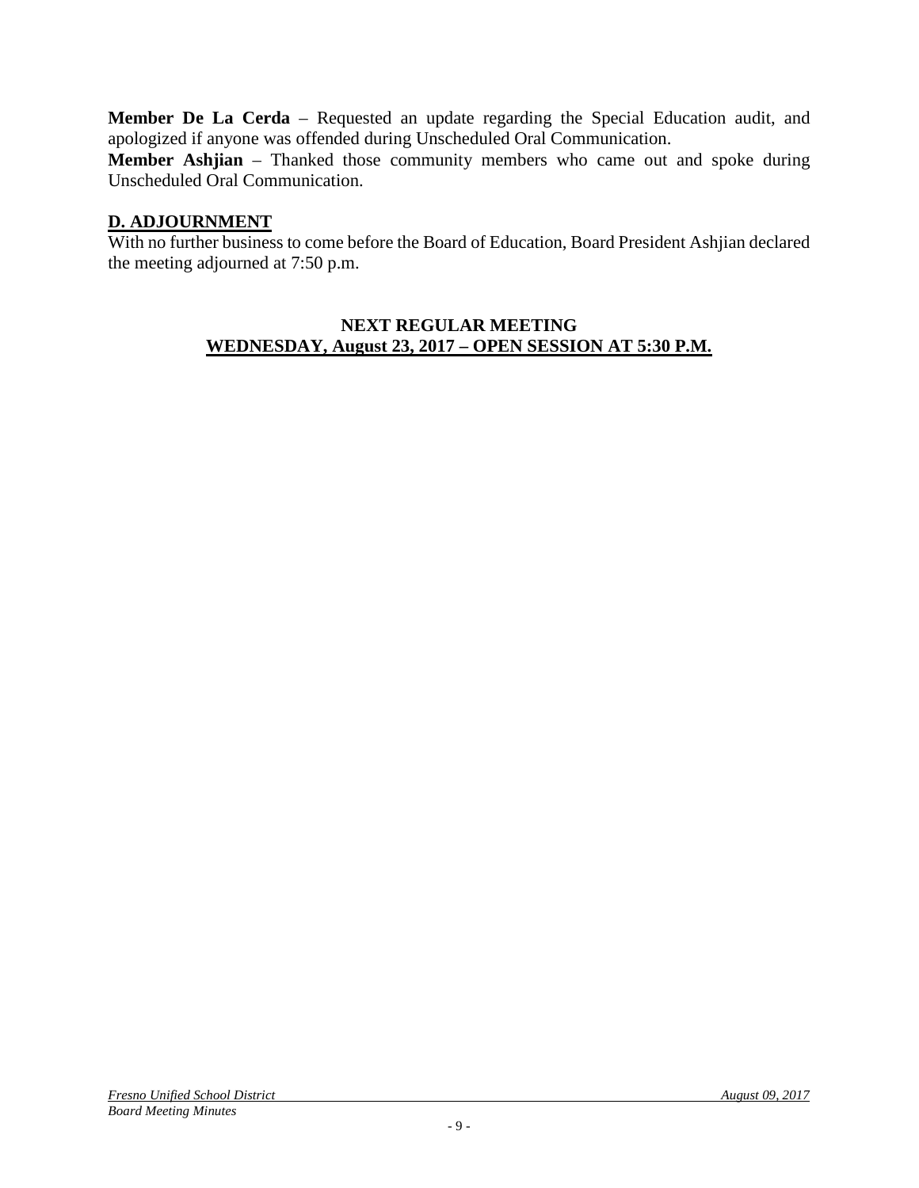**Member De La Cerda** – Requested an update regarding the Special Education audit, and apologized if anyone was offended during Unscheduled Oral Communication.

**Member Ashjian** – Thanked those community members who came out and spoke during Unscheduled Oral Communication.

## D. ADJOURNMENT

With no further business to come before the Board of Education, Board President Ashjian declared the meeting adjourned at 7:50 p.m.

**NEXT REGULAR MEETING**
**WEDNESDAY, August 23, 2017 – OPEN SESSION AT 5:30 P.M.**